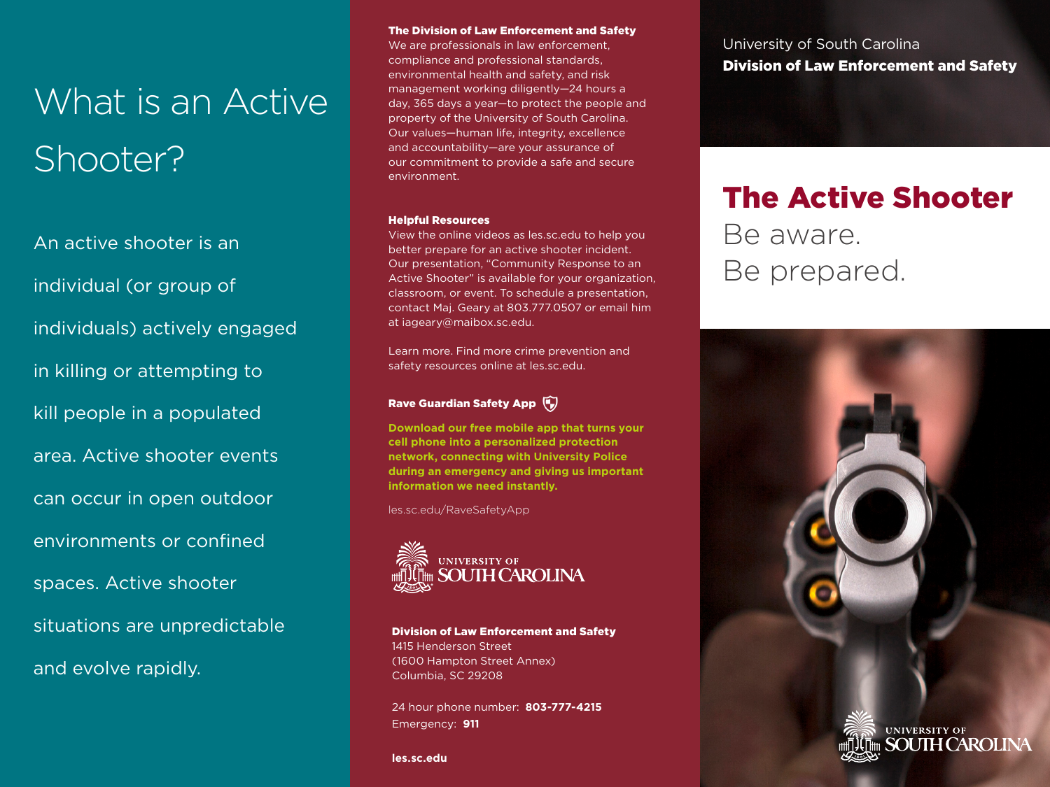# What is an Active Shooter?

An active shooter is an individual (or group of individuals) actively engaged in killing or attempting to kill people in a populated area. Active shooter events can occur in open outdoor environments or confined spaces. Active shooter situations are unpredictable and evolve rapidly.

**The Division of Law Enforcement and Safety**
We are professionals in law enforcement, compliance and professional standards, environmental health and safety, and risk management working diligently—24 hours a day, 365 days a year—to protect the people and property of the University of South Carolina. Our values—human life, integrity, excellence and accountability—are your assurance of our commitment to provide a safe and secure environment.

**Helpful Resources**
View the online videos as les.sc.edu to help you better prepare for an active shooter incident. Our presentation, "Community Response to an Active Shooter" is available for your organization, classroom, or event. To schedule a presentation, contact Maj. Geary at 803.777.0507 or email him at iageary@maibox.sc.edu.

Learn more. Find more crime prevention and safety resources online at les.sc.edu.

**Rave Guardian Safety App**

**Download our free mobile app that turns your cell phone into a personalized protection network, connecting with University Police during an emergency and giving us important information we need instantly.**

les.sc.edu/RaveSafetyApp

UNIVERSITY OF SOUTH CAROLINA

**Division of Law Enforcement and Safety**
1415 Henderson Street
(1600 Hampton Street Annex)
Columbia, SC 29208

24 hour phone number: **803-777-4215**
Emergency: **911**

**les.sc.edu**

University of South Carolina
**Division of Law Enforcement and Safety**

# The Active Shooter

Be aware.
Be prepared.

UNIVERSITY OF SOUTH CAROLINA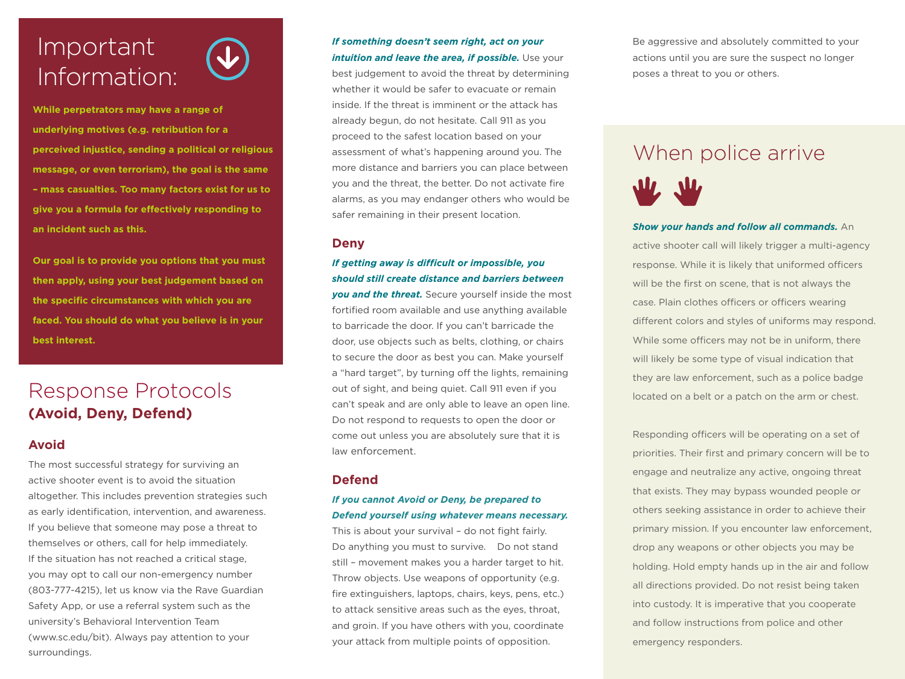# Important Information:

**While perpetrators may have a range of underlying motives (e.g. retribution for a perceived injustice, sending a political or religious message, or even terrorism), the goal is the same – mass casualties. Too many factors exist for us to give you a formula for effectively responding to an incident such as this.**

**Our goal is to provide you options that you must then apply, using your best judgement based on the specific circumstances with which you are faced. You should do what you believe is in your best interest.**

# Response Protocols
## (Avoid, Deny, Defend)

### Avoid

The most successful strategy for surviving an active shooter event is to avoid the situation altogether. This includes prevention strategies such as early identification, intervention, and awareness. If you believe that someone may pose a threat to themselves or others, call for help immediately. If the situation has not reached a critical stage, you may opt to call our non-emergency number (803-777-4215), let us know via the Rave Guardian Safety App, or use a referral system such as the university's Behavioral Intervention Team (www.sc.edu/bit). Always pay attention to your surroundings.

***If something doesn't seem right, act on your intuition and leave the area, if possible.*** Use your best judgement to avoid the threat by determining whether it would be safer to evacuate or remain inside. If the threat is imminent or the attack has already begun, do not hesitate. Call 911 as you proceed to the safest location based on your assessment of what's happening around you. The more distance and barriers you can place between you and the threat, the better. Do not activate fire alarms, as you may endanger others who would be safer remaining in their present location.

### Deny

***If getting away is difficult or impossible, you should still create distance and barriers between you and the threat.*** Secure yourself inside the most fortified room available and use anything available to barricade the door. If you can't barricade the door, use objects such as belts, clothing, or chairs to secure the door as best you can. Make yourself a "hard target", by turning off the lights, remaining out of sight, and being quiet. Call 911 even if you can't speak and are only able to leave an open line. Do not respond to requests to open the door or come out unless you are absolutely sure that it is law enforcement.

### Defend

***If you cannot Avoid or Deny, be prepared to Defend yourself using whatever means necessary.*** This is about your survival – do not fight fairly. Do anything you must to survive. Do not stand still – movement makes you a harder target to hit. Throw objects. Use weapons of opportunity (e.g. fire extinguishers, laptops, chairs, keys, pens, etc.) to attack sensitive areas such as the eyes, throat, and groin. If you have others with you, coordinate your attack from multiple points of opposition. Be aggressive and absolutely committed to your actions until you are sure the suspect no longer poses a threat to you or others.

# When police arrive

***Show your hands and follow all commands.*** An active shooter call will likely trigger a multi-agency response. While it is likely that uniformed officers will be the first on scene, that is not always the case. Plain clothes officers or officers wearing different colors and styles of uniforms may respond. While some officers may not be in uniform, there will likely be some type of visual indication that they are law enforcement, such as a police badge located on a belt or a patch on the arm or chest.

Responding officers will be operating on a set of priorities. Their first and primary concern will be to engage and neutralize any active, ongoing threat that exists. They may bypass wounded people or others seeking assistance in order to achieve their primary mission. If you encounter law enforcement, drop any weapons or other objects you may be holding. Hold empty hands up in the air and follow all directions provided. Do not resist being taken into custody. It is imperative that you cooperate and follow instructions from police and other emergency responders.